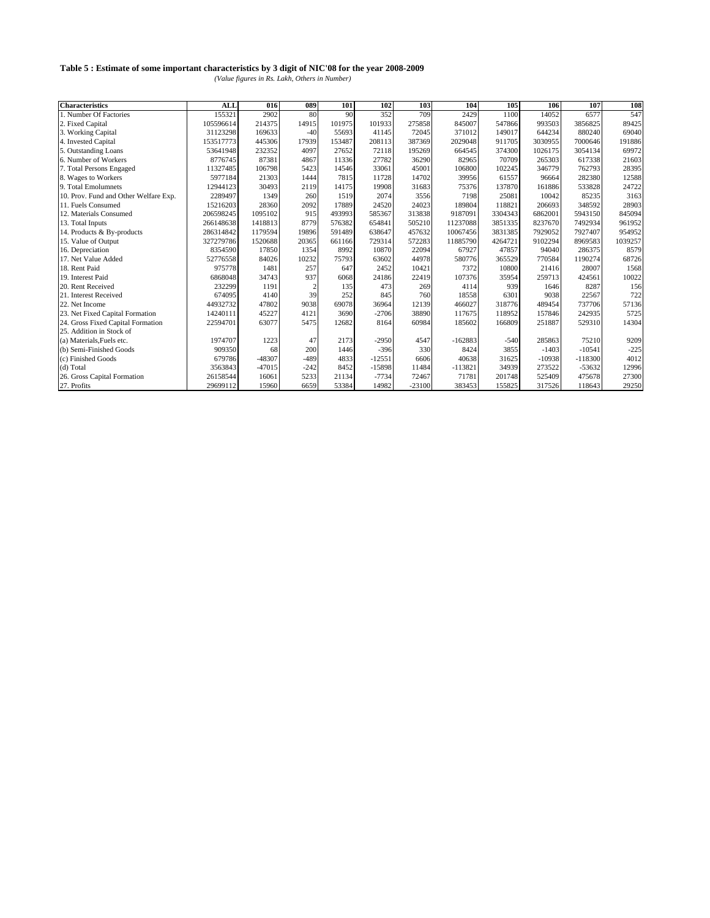**Table 5 : Estimate of some important characteristics by 3 digit of NIC'08 for the year 2008-2009**

*(Value figures in Rs. Lakh, Others in Number)*

| Characteristics | ALL | 016 | 089 | 101 | 102 | 103 | 104 | 105 | 106 | 107 | 108 |
|---|---|---|---|---|---|---|---|---|---|---|---|
| 1. Number Of Factories | 155321 | 2902 | 80 | 90 | 352 | 709 | 2429 | 1100 | 14052 | 6577 | 547 |
| 2. Fixed Capital | 105596614 | 214375 | 14915 | 101975 | 101933 | 275858 | 845007 | 547866 | 993503 | 3856825 | 89425 |
| 3. Working Capital | 31123298 | 169633 | -40 | 55693 | 41145 | 72045 | 371012 | 149017 | 644234 | 880240 | 69040 |
| 4. Invested Capital | 153517773 | 445306 | 17939 | 153487 | 208113 | 387369 | 2029048 | 911705 | 3030955 | 7000646 | 191886 |
| 5. Outstanding Loans | 53641948 | 232352 | 4097 | 27652 | 72118 | 195269 | 664545 | 374300 | 1026175 | 3054134 | 69972 |
| 6. Number of Workers | 8776745 | 87381 | 4867 | 11336 | 27782 | 36290 | 82965 | 70709 | 265303 | 617338 | 21603 |
| 7. Total Persons Engaged | 11327485 | 106798 | 5423 | 14546 | 33061 | 45001 | 106800 | 102245 | 346779 | 762793 | 28395 |
| 8. Wages to Workers | 5977184 | 21303 | 1444 | 7815 | 11728 | 14702 | 39956 | 61557 | 96664 | 282380 | 12588 |
| 9. Total Emolumnets | 12944123 | 30493 | 2119 | 14175 | 19908 | 31683 | 75376 | 137870 | 161886 | 533828 | 24722 |
| 10. Prov. Fund and Other Welfare Exp. | 2289497 | 1349 | 260 | 1519 | 2074 | 3556 | 7198 | 25081 | 10042 | 85235 | 3163 |
| 11. Fuels Consumed | 15216203 | 28360 | 2092 | 17889 | 24520 | 24023 | 189804 | 118821 | 206693 | 348592 | 28903 |
| 12. Materials Consumed | 206598245 | 1095102 | 915 | 493993 | 585367 | 313838 | 9187091 | 3304343 | 6862001 | 5943150 | 845094 |
| 13. Total Inputs | 266148638 | 1418813 | 8779 | 576382 | 654841 | 505210 | 11237088 | 3851335 | 8237670 | 7492934 | 961952 |
| 14. Products & By-products | 286314842 | 1179594 | 19896 | 591489 | 638647 | 457632 | 10067456 | 3831385 | 7929052 | 7927407 | 954952 |
| 15. Value of Output | 327279786 | 1520688 | 20365 | 661166 | 729314 | 572283 | 11885790 | 4264721 | 9102294 | 8969583 | 1039257 |
| 16. Depreciation | 8354590 | 17850 | 1354 | 8992 | 10870 | 22094 | 67927 | 47857 | 94040 | 286375 | 8579 |
| 17. Net Value Added | 52776558 | 84026 | 10232 | 75793 | 63602 | 44978 | 580776 | 365529 | 770584 | 1190274 | 68726 |
| 18. Rent Paid | 975778 | 1481 | 257 | 647 | 2452 | 10421 | 7372 | 10800 | 21416 | 28007 | 1568 |
| 19. Interest Paid | 6868048 | 34743 | 937 | 6068 | 24186 | 22419 | 107376 | 35954 | 259713 | 424561 | 10022 |
| 20. Rent Received | 232299 | 1191 | 2 | 135 | 473 | 269 | 4114 | 939 | 1646 | 8287 | 156 |
| 21. Interest Received | 674095 | 4140 | 39 | 252 | 845 | 760 | 18558 | 6301 | 9038 | 22567 | 722 |
| 22. Net Income | 44932732 | 47802 | 9038 | 69078 | 36964 | 12139 | 466027 | 318776 | 489454 | 737706 | 57136 |
| 23. Net Fixed Capital Formation | 14240111 | 45227 | 4121 | 3690 | -2706 | 38890 | 117675 | 118952 | 157846 | 242935 | 5725 |
| 24. Gross Fixed Capital Formation | 22594701 | 63077 | 5475 | 12682 | 8164 | 60984 | 185602 | 166809 | 251887 | 529310 | 14304 |
| 25. Addition in Stock of | | | | | | | | | | | |
| (a) Materials,Fuels etc. | 1974707 | 1223 | 47 | 2173 | -2950 | 4547 | -162883 | -540 | 285863 | 75210 | 9209 |
| (b) Semi-Finished Goods | 909350 | 68 | 200 | 1446 | -396 | 330 | 8424 | 3855 | -1403 | -10541 | -225 |
| (c) Finished Goods | 679786 | -48307 | -489 | 4833 | -12551 | 6606 | 40638 | 31625 | -10938 | -118300 | 4012 |
| (d) Total | 3563843 | -47015 | -242 | 8452 | -15898 | 11484 | -113821 | 34939 | 273522 | -53632 | 12996 |
| 26. Gross Capital Formation | 26158544 | 16061 | 5233 | 21134 | -7734 | 72467 | 71781 | 201748 | 525409 | 475678 | 27300 |
| 27. Profits | 29699112 | 15960 | 6659 | 53384 | 14982 | -23100 | 383453 | 155825 | 317526 | 118643 | 29250 |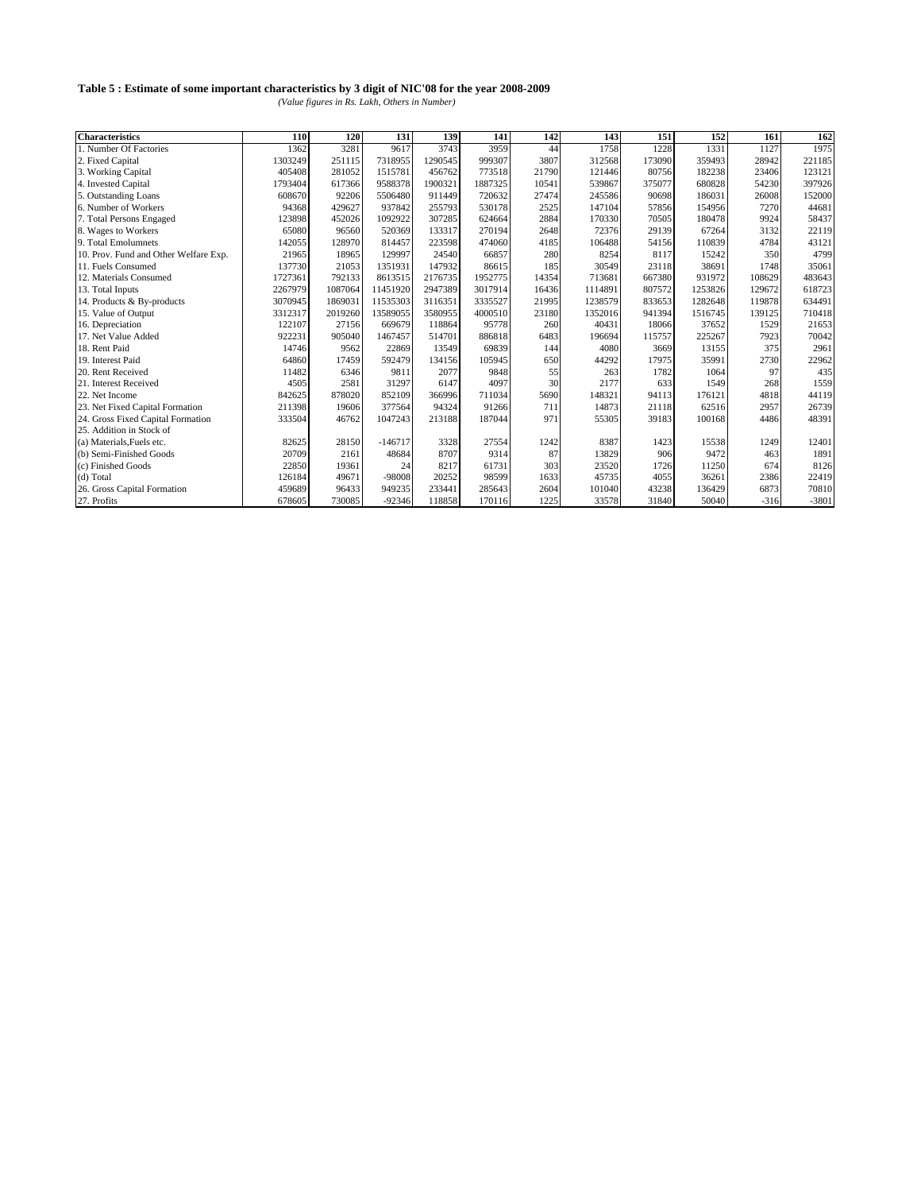**Table 5 : Estimate of some important characteristics by 3 digit of NIC'08 for the year 2008-2009**

*(Value figures in Rs. Lakh, Others in Number)*

| Characteristics | 110 | 120 | 131 | 139 | 141 | 142 | 143 | 151 | 152 | 161 | 162 |
|---|---|---|---|---|---|---|---|---|---|---|---|
| 1. Number Of Factories | 1362 | 3281 | 9617 | 3743 | 3959 | 44 | 1758 | 1228 | 1331 | 1127 | 1975 |
| 2. Fixed Capital | 1303249 | 251115 | 7318955 | 1290545 | 999307 | 3807 | 312568 | 173090 | 359493 | 28942 | 221185 |
| 3. Working Capital | 405408 | 281052 | 1515781 | 456762 | 773518 | 21790 | 121446 | 80756 | 182238 | 23406 | 123121 |
| 4. Invested Capital | 1793404 | 617366 | 9588378 | 1900321 | 1887325 | 10541 | 539867 | 375077 | 680828 | 54230 | 397926 |
| 5. Outstanding Loans | 608670 | 92206 | 5506480 | 911449 | 720632 | 27474 | 245586 | 90698 | 186031 | 26008 | 152000 |
| 6. Number of Workers | 94368 | 429627 | 937842 | 255793 | 530178 | 2525 | 147104 | 57856 | 154956 | 7270 | 44681 |
| 7. Total Persons Engaged | 123898 | 452026 | 1092922 | 307285 | 624664 | 2884 | 170330 | 70505 | 180478 | 9924 | 58437 |
| 8. Wages to Workers | 65080 | 96560 | 520369 | 133317 | 270194 | 2648 | 72376 | 29139 | 67264 | 3132 | 22119 |
| 9. Total Emolumnets | 142055 | 128970 | 814457 | 223598 | 474060 | 4185 | 106488 | 54156 | 110839 | 4784 | 43121 |
| 10. Prov. Fund and Other Welfare Exp. | 21965 | 18965 | 129997 | 24540 | 66857 | 280 | 8254 | 8117 | 15242 | 350 | 4799 |
| 11. Fuels Consumed | 137730 | 21053 | 1351931 | 147932 | 86615 | 185 | 30549 | 23118 | 38691 | 1748 | 35061 |
| 12. Materials Consumed | 1727361 | 792133 | 8613515 | 2176735 | 1952775 | 14354 | 713681 | 667380 | 931972 | 108629 | 483643 |
| 13. Total Inputs | 2267979 | 1087064 | 11451920 | 2947389 | 3017914 | 16436 | 1114891 | 807572 | 1253826 | 129672 | 618723 |
| 14. Products & By-products | 3070945 | 1869031 | 11535303 | 3116351 | 3335527 | 21995 | 1238579 | 833653 | 1282648 | 119878 | 634491 |
| 15. Value of Output | 3312317 | 2019260 | 13589055 | 3580955 | 4000510 | 23180 | 1352016 | 941394 | 1516745 | 139125 | 710418 |
| 16. Depreciation | 122107 | 27156 | 669679 | 118864 | 95778 | 260 | 40431 | 18066 | 37652 | 1529 | 21653 |
| 17. Net Value Added | 922231 | 905040 | 1467457 | 514701 | 886818 | 6483 | 196694 | 115757 | 225267 | 7923 | 70042 |
| 18. Rent Paid | 14746 | 9562 | 22869 | 13549 | 69839 | 144 | 4080 | 3669 | 13155 | 375 | 2961 |
| 19. Interest Paid | 64860 | 17459 | 592479 | 134156 | 105945 | 650 | 44292 | 17975 | 35991 | 2730 | 22962 |
| 20. Rent Received | 11482 | 6346 | 9811 | 2077 | 9848 | 55 | 263 | 1782 | 1064 | 97 | 435 |
| 21. Interest Received | 4505 | 2581 | 31297 | 6147 | 4097 | 30 | 2177 | 633 | 1549 | 268 | 1559 |
| 22. Net Income | 842625 | 878020 | 852109 | 366996 | 711034 | 5690 | 148321 | 94113 | 176121 | 4818 | 44119 |
| 23. Net Fixed Capital Formation | 211398 | 19606 | 377564 | 94324 | 91266 | 711 | 14873 | 21118 | 62516 | 2957 | 26739 |
| 24. Gross Fixed Capital Formation | 333504 | 46762 | 1047243 | 213188 | 187044 | 971 | 55305 | 39183 | 100168 | 4486 | 48391 |
| 25. Addition in Stock of | | | | | | | | | | | |
| (a) Materials,Fuels etc. | 82625 | 28150 | -146717 | 3328 | 27554 | 1242 | 8387 | 1423 | 15538 | 1249 | 12401 |
| (b) Semi-Finished Goods | 20709 | 2161 | 48684 | 8707 | 9314 | 87 | 13829 | 906 | 9472 | 463 | 1891 |
| (c) Finished Goods | 22850 | 19361 | 24 | 8217 | 61731 | 303 | 23520 | 1726 | 11250 | 674 | 8126 |
| (d) Total | 126184 | 49671 | -98008 | 20252 | 98599 | 1633 | 45735 | 4055 | 36261 | 2386 | 22419 |
| 26. Gross Capital Formation | 459689 | 96433 | 949235 | 233441 | 285643 | 2604 | 101040 | 43238 | 136429 | 6873 | 70810 |
| 27. Profits | 678605 | 730085 | -92346 | 118858 | 170116 | 1225 | 33578 | 31840 | 50040 | -316 | -3801 |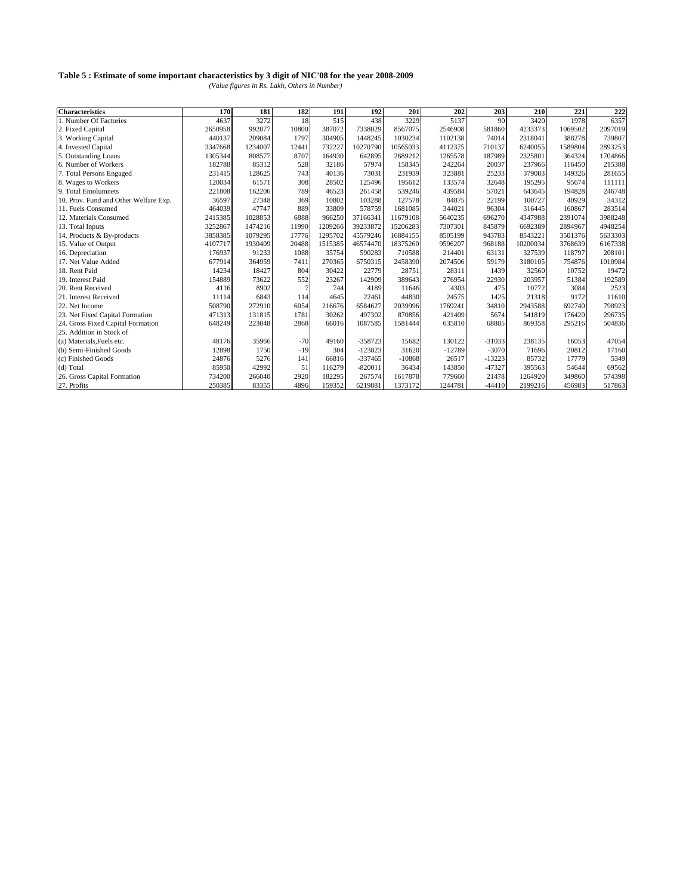**Table 5 : Estimate of some important characteristics by 3 digit of NIC'08 for the year 2008-2009**

*(Value figures in Rs. Lakh, Others in Number)*

| Characteristics | 170 | 181 | 182 | 191 | 192 | 201 | 202 | 203 | 210 | 221 | 222 |
|---|---|---|---|---|---|---|---|---|---|---|---|
| 1. Number Of Factories | 4637 | 3272 | 18 | 515 | 438 | 3229 | 5137 | 90 | 3420 | 1978 | 6357 |
| 2. Fixed Capital | 2650958 | 992077 | 10800 | 387072 | 7338029 | 8567075 | 2546908 | 581860 | 4233373 | 1069502 | 2097019 |
| 3. Working Capital | 440137 | 209084 | 1797 | 304905 | 1448245 | 1030234 | 1102138 | 74014 | 2318041 | 388278 | 739807 |
| 4. Invested Capital | 3347668 | 1234007 | 12441 | 732227 | 10270790 | 10565033 | 4112375 | 710137 | 6240055 | 1589804 | 2893253 |
| 5. Outstanding Loans | 1305344 | 808577 | 8707 | 164930 | 642895 | 2689212 | 1265578 | 187989 | 2325801 | 364324 | 1704866 |
| 6. Number of Workers | 182788 | 85312 | 528 | 32186 | 57974 | 158345 | 242264 | 20037 | 237966 | 116450 | 215388 |
| 7. Total Persons Engaged | 231415 | 128625 | 743 | 40136 | 73031 | 231939 | 323881 | 25233 | 379083 | 149326 | 281655 |
| 8. Wages to Workers | 120034 | 61571 | 308 | 28502 | 125496 | 195612 | 133574 | 32648 | 195295 | 95674 | 111111 |
| 9. Total Emolumnets | 221808 | 162206 | 789 | 46523 | 261458 | 539246 | 439584 | 57021 | 643645 | 194828 | 246748 |
| 10. Prov. Fund and Other Welfare Exp. | 36597 | 27348 | 369 | 10802 | 103288 | 127578 | 84875 | 22199 | 100727 | 40929 | 34312 |
| 11. Fuels Consumed | 464039 | 47747 | 889 | 33809 | 578759 | 1681085 | 344021 | 96304 | 316445 | 160867 | 283514 |
| 12. Materials Consumed | 2415385 | 1028853 | 6888 | 966250 | 37166341 | 11679108 | 5640235 | 696270 | 4347988 | 2391074 | 3988248 |
| 13. Total Inputs | 3252867 | 1474216 | 11990 | 1209266 | 39233872 | 15206283 | 7307301 | 845879 | 6692389 | 2894967 | 4948254 |
| 14. Products & By-products | 3858385 | 1079295 | 17776 | 1295702 | 45579246 | 16884155 | 8505199 | 943783 | 8543221 | 3501376 | 5633303 |
| 15. Value of Output | 4107717 | 1930409 | 20488 | 1515385 | 46574470 | 18375260 | 9596207 | 968188 | 10200034 | 3768639 | 6167338 |
| 16. Depreciation | 176937 | 91233 | 1088 | 35754 | 590283 | 710588 | 214401 | 63131 | 327539 | 118797 | 208101 |
| 17. Net Value Added | 677914 | 364959 | 7411 | 270365 | 6750315 | 2458390 | 2074506 | 59179 | 3180105 | 754876 | 1010984 |
| 18. Rent Paid | 14234 | 18427 | 804 | 30422 | 22779 | 28751 | 28311 | 1439 | 32560 | 10752 | 19472 |
| 19. Interest Paid | 154889 | 73622 | 552 | 23267 | 142909 | 389643 | 276954 | 22930 | 203957 | 51384 | 192589 |
| 20. Rent Received | 4116 | 8902 | 7 | 744 | 4189 | 11646 | 4303 | 475 | 10772 | 3084 | 2523 |
| 21. Interest Received | 11114 | 6843 | 114 | 4645 | 22461 | 44830 | 24575 | 1425 | 21318 | 9172 | 11610 |
| 22. Net Income | 508790 | 272910 | 6054 | 216676 | 6584627 | 2039996 | 1769241 | 34810 | 2943588 | 692740 | 798923 |
| 23. Net Fixed Capital Formation | 471313 | 131815 | 1781 | 30262 | 497302 | 870856 | 421409 | 5674 | 541819 | 176420 | 296735 |
| 24. Gross Fixed Capital Formation | 648249 | 223048 | 2868 | 66016 | 1087585 | 1581444 | 635810 | 68805 | 869358 | 295216 | 504836 |
| 25. Addition in Stock of | | | | | | | | | | | |
| (a) Materials,Fuels etc. | 48176 | 35966 | -70 | 49160 | -358723 | 15682 | 130122 | -31033 | 238135 | 16053 | 47054 |
| (b) Semi-Finished Goods | 12898 | 1750 | -19 | 304 | -123823 | 31620 | -12789 | -3070 | 71696 | 20812 | 17160 |
| (c) Finished Goods | 24876 | 5276 | 141 | 66816 | -337465 | -10868 | 26517 | -13223 | 85732 | 17779 | 5349 |
| (d) Total | 85950 | 42992 | 51 | 116279 | -820011 | 36434 | 143850 | -47327 | 395563 | 54644 | 69562 |
| 26. Gross Capital Formation | 734200 | 266040 | 2920 | 182295 | 267574 | 1617878 | 779660 | 21478 | 1264920 | 349860 | 574398 |
| 27. Profits | 250385 | 83355 | 4896 | 159352 | 6219881 | 1373172 | 1244781 | -44410 | 2199216 | 456983 | 517863 |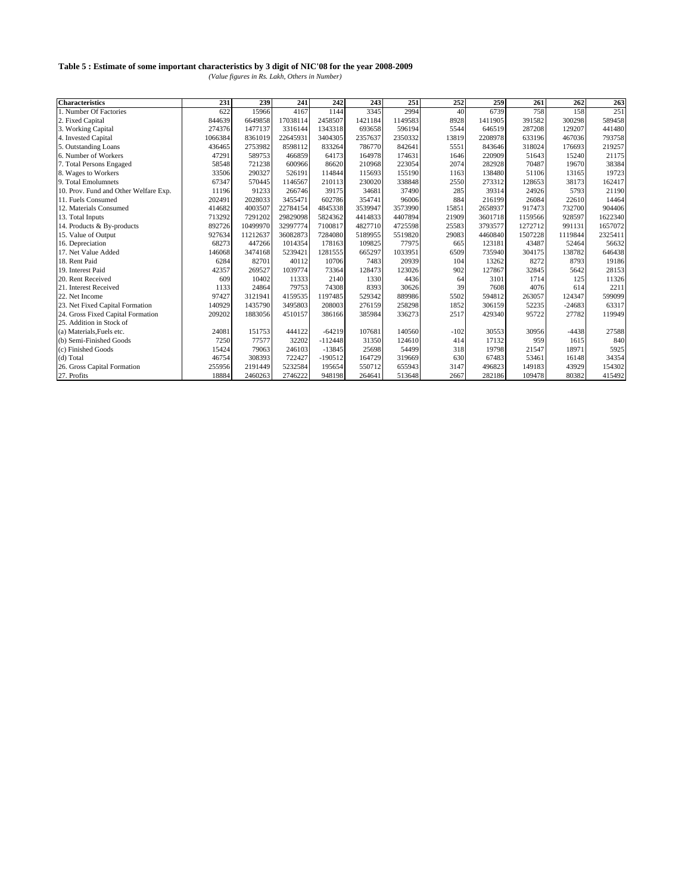**Table 5 : Estimate of some important characteristics by 3 digit of NIC'08 for the year 2008-2009**

*(Value figures in Rs. Lakh, Others in Number)*

| Characteristics | 231 | 239 | 241 | 242 | 243 | 251 | 252 | 259 | 261 | 262 | 263 |
|---|---|---|---|---|---|---|---|---|---|---|---|
| 1. Number Of Factories | 622 | 15966 | 4167 | 1144 | 3345 | 2994 | 40 | 6739 | 758 | 158 | 251 |
| 2. Fixed Capital | 844639 | 6649858 | 17038114 | 2458507 | 1421184 | 1149583 | 8928 | 1411905 | 391582 | 300298 | 589458 |
| 3. Working Capital | 274376 | 1477137 | 3316144 | 1343318 | 693658 | 596194 | 5544 | 646519 | 287208 | 129207 | 441480 |
| 4. Invested Capital | 1066384 | 8361019 | 22645931 | 3404305 | 2357637 | 2350332 | 13819 | 2208978 | 633196 | 467036 | 793758 |
| 5. Outstanding Loans | 436465 | 2753982 | 8598112 | 833264 | 786770 | 842641 | 5551 | 843646 | 318024 | 176693 | 219257 |
| 6. Number of Workers | 47291 | 589753 | 466859 | 64173 | 164978 | 174631 | 1646 | 220909 | 51643 | 15240 | 21175 |
| 7. Total Persons Engaged | 58548 | 721238 | 600966 | 86620 | 210968 | 223054 | 2074 | 282928 | 70487 | 19670 | 38384 |
| 8. Wages to Workers | 33506 | 290327 | 526191 | 114844 | 115693 | 155190 | 1163 | 138480 | 51106 | 13165 | 19723 |
| 9. Total Emolumnets | 67347 | 570445 | 1146567 | 210113 | 230020 | 338848 | 2550 | 273312 | 128653 | 38173 | 162417 |
| 10. Prov. Fund and Other Welfare Exp. | 11196 | 91233 | 266746 | 39175 | 34681 | 37490 | 285 | 39314 | 24926 | 5793 | 21190 |
| 11. Fuels Consumed | 202491 | 2028033 | 3455471 | 602786 | 354741 | 96006 | 884 | 216199 | 26084 | 22610 | 14464 |
| 12. Materials Consumed | 414682 | 4003507 | 22784154 | 4845338 | 3539947 | 3573990 | 15851 | 2658937 | 917473 | 732700 | 904406 |
| 13. Total Inputs | 713292 | 7291202 | 29829098 | 5824362 | 4414833 | 4407894 | 21909 | 3601718 | 1159566 | 928597 | 1622340 |
| 14. Products & By-products | 892726 | 10499970 | 32997774 | 7100817 | 4827710 | 4725598 | 25583 | 3793577 | 1272712 | 991131 | 1657072 |
| 15. Value of Output | 927634 | 11212637 | 36082873 | 7284080 | 5189955 | 5519820 | 29083 | 4460840 | 1507228 | 1119844 | 2325411 |
| 16. Depreciation | 68273 | 447266 | 1014354 | 178163 | 109825 | 77975 | 665 | 123181 | 43487 | 52464 | 56632 |
| 17. Net Value Added | 146068 | 3474168 | 5239421 | 1281555 | 665297 | 1033951 | 6509 | 735940 | 304175 | 138782 | 646438 |
| 18. Rent Paid | 6284 | 82701 | 40112 | 10706 | 7483 | 20939 | 104 | 13262 | 8272 | 8793 | 19186 |
| 19. Interest Paid | 42357 | 269527 | 1039774 | 73364 | 128473 | 123026 | 902 | 127867 | 32845 | 5642 | 28153 |
| 20. Rent Received | 609 | 10402 | 11333 | 2140 | 1330 | 4436 | 64 | 3101 | 1714 | 125 | 11326 |
| 21. Interest Received | 1133 | 24864 | 79753 | 74308 | 8393 | 30626 | 39 | 7608 | 4076 | 614 | 2211 |
| 22. Net Income | 97427 | 3121941 | 4159535 | 1197485 | 529342 | 889986 | 5502 | 594812 | 263057 | 124347 | 599099 |
| 23. Net Fixed Capital Formation | 140929 | 1435790 | 3495803 | 208003 | 276159 | 258298 | 1852 | 306159 | 52235 | -24683 | 63317 |
| 24. Gross Fixed Capital Formation | 209202 | 1883056 | 4510157 | 386166 | 385984 | 336273 | 2517 | 429340 | 95722 | 27782 | 119949 |
| 25. Addition in Stock of | | | | | | | | | | | |
| (a) Materials,Fuels etc. | 24081 | 151753 | 444122 | -64219 | 107681 | 140560 | -102 | 30553 | 30956 | -4438 | 27588 |
| (b) Semi-Finished Goods | 7250 | 77577 | 32202 | -112448 | 31350 | 124610 | 414 | 17132 | 959 | 1615 | 840 |
| (c) Finished Goods | 15424 | 79063 | 246103 | -13845 | 25698 | 54499 | 318 | 19798 | 21547 | 18971 | 5925 |
| (d) Total | 46754 | 308393 | 722427 | -190512 | 164729 | 319669 | 630 | 67483 | 53461 | 16148 | 34354 |
| 26. Gross Capital Formation | 255956 | 2191449 | 5232584 | 195654 | 550712 | 655943 | 3147 | 496823 | 149183 | 43929 | 154302 |
| 27. Profits | 18884 | 2460263 | 2746222 | 948198 | 264641 | 513648 | 2667 | 282186 | 109478 | 80382 | 415492 |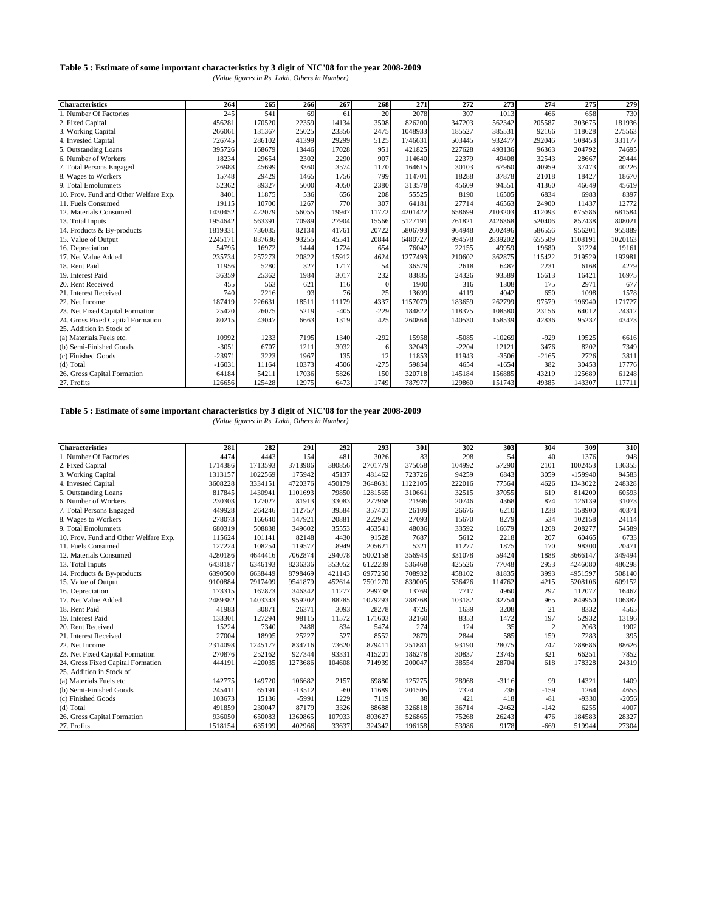**Table 5 : Estimate of some important characteristics by 3 digit of NIC'08 for the year 2008-2009**

*(Value figures in Rs. Lakh, Others in Number)*

| Characteristics | 264 | 265 | 266 | 267 | 268 | 271 | 272 | 273 | 274 | 275 | 279 |
|---|---|---|---|---|---|---|---|---|---|---|---|
| 1. Number Of Factories | 245 | 541 | 69 | 61 | 20 | 2078 | 307 | 1013 | 466 | 658 | 730 |
| 2. Fixed Capital | 456281 | 170520 | 22359 | 14134 | 3508 | 826200 | 347203 | 562342 | 205587 | 303675 | 181936 |
| 3. Working Capital | 266061 | 131367 | 25025 | 23356 | 2475 | 1048933 | 185527 | 385531 | 92166 | 118628 | 275563 |
| 4. Invested Capital | 726745 | 286102 | 41399 | 29299 | 5125 | 1746631 | 503445 | 932477 | 292046 | 508453 | 331177 |
| 5. Outstanding Loans | 395726 | 168679 | 13446 | 17028 | 951 | 421825 | 227628 | 493136 | 96363 | 204792 | 74695 |
| 6. Number of Workers | 18234 | 29654 | 2302 | 2290 | 907 | 114640 | 22379 | 49408 | 32543 | 28667 | 29444 |
| 7. Total Persons Engaged | 26988 | 45699 | 3360 | 3574 | 1170 | 164615 | 30103 | 67960 | 40959 | 37473 | 40226 |
| 8. Wages to Workers | 15748 | 29429 | 1465 | 1756 | 799 | 114701 | 18288 | 37878 | 21018 | 18427 | 18670 |
| 9. Total Emolumnets | 52362 | 89327 | 5000 | 4050 | 2380 | 313578 | 45609 | 94551 | 41360 | 46649 | 45619 |
| 10. Prov. Fund and Other Welfare Exp. | 8401 | 11875 | 536 | 656 | 208 | 55525 | 8190 | 16505 | 6834 | 6983 | 8397 |
| 11. Fuels Consumed | 19115 | 10700 | 1267 | 770 | 307 | 64181 | 27714 | 46563 | 24900 | 11437 | 12772 |
| 12. Materials Consumed | 1430452 | 422079 | 56055 | 19947 | 11772 | 4201422 | 658699 | 2103203 | 412093 | 675586 | 681584 |
| 13. Total Inputs | 1954642 | 563391 | 70989 | 27904 | 15566 | 5127191 | 761821 | 2426368 | 520406 | 857438 | 808021 |
| 14. Products & By-products | 1819331 | 736035 | 82134 | 41761 | 20722 | 5806793 | 964948 | 2602496 | 586556 | 956201 | 955889 |
| 15. Value of Output | 2245171 | 837636 | 93255 | 45541 | 20844 | 6480727 | 994578 | 2839202 | 655509 | 1108191 | 1020163 |
| 16. Depreciation | 54795 | 16972 | 1444 | 1724 | 654 | 76042 | 22155 | 49959 | 19680 | 31224 | 19161 |
| 17. Net Value Added | 235734 | 257273 | 20822 | 15912 | 4624 | 1277493 | 210602 | 362875 | 115422 | 219529 | 192981 |
| 18. Rent Paid | 11956 | 5280 | 327 | 1717 | 54 | 36579 | 2618 | 6487 | 2231 | 6168 | 4279 |
| 19. Interest Paid | 36359 | 25362 | 1984 | 3017 | 232 | 83835 | 24326 | 93589 | 15613 | 16421 | 16975 |
| 20. Rent Received | 455 | 563 | 621 | 116 | 0 | 1900 | 316 | 1308 | 175 | 2971 | 677 |
| 21. Interest Received | 740 | 2216 | 93 | 76 | 25 | 13699 | 4119 | 4042 | 650 | 1098 | 1578 |
| 22. Net Income | 187419 | 226631 | 18511 | 11179 | 4337 | 1157079 | 183659 | 262799 | 97579 | 196940 | 171727 |
| 23. Net Fixed Capital Formation | 25420 | 26075 | 5219 | -405 | -229 | 184822 | 118375 | 108580 | 23156 | 64012 | 24312 |
| 24. Gross Fixed Capital Formation | 80215 | 43047 | 6663 | 1319 | 425 | 260864 | 140530 | 158539 | 42836 | 95237 | 43473 |
| 25. Addition in Stock of | | | | | | | | | | | |
| (a) Materials,Fuels etc. | 10992 | 1233 | 7195 | 1340 | -292 | 15958 | -5085 | -10269 | -929 | 19525 | 6616 |
| (b) Semi-Finished Goods | -3051 | 6707 | 1211 | 3032 | 6 | 32043 | -2204 | 12121 | 3476 | 8202 | 7349 |
| (c) Finished Goods | -23971 | 3223 | 1967 | 135 | 12 | 11853 | 11943 | -3506 | -2165 | 2726 | 3811 |
| (d) Total | -16031 | 11164 | 10373 | 4506 | -275 | 59854 | 4654 | -1654 | 382 | 30453 | 17776 |
| 26. Gross Capital Formation | 64184 | 54211 | 17036 | 5826 | 150 | 320718 | 145184 | 156885 | 43219 | 125689 | 61248 |
| 27. Profits | 126656 | 125428 | 12975 | 6473 | 1749 | 787977 | 129860 | 151743 | 49385 | 143307 | 117711 |

**Table 5 : Estimate of some important characteristics by 3 digit of NIC'08 for the year 2008-2009**

*(Value figures in Rs. Lakh, Others in Number)*

| Characteristics | 281 | 282 | 291 | 292 | 293 | 301 | 302 | 303 | 304 | 309 | 310 |
|---|---|---|---|---|---|---|---|---|---|---|---|
| 1. Number Of Factories | 4474 | 4443 | 154 | 481 | 3026 | 83 | 298 | 54 | 40 | 1376 | 948 |
| 2. Fixed Capital | 1714386 | 1713593 | 3713986 | 380856 | 2701779 | 375058 | 104992 | 57290 | 2101 | 1002453 | 136355 |
| 3. Working Capital | 1313157 | 1022569 | 175942 | 45137 | 481462 | 723726 | 94259 | 6843 | 3059 | -159940 | 94583 |
| 4. Invested Capital | 3608228 | 3334151 | 4720376 | 450179 | 3648631 | 1122105 | 222016 | 77564 | 4626 | 1343022 | 248328 |
| 5. Outstanding Loans | 817845 | 1430941 | 1101693 | 79850 | 1281565 | 310661 | 32515 | 37055 | 619 | 814200 | 60593 |
| 6. Number of Workers | 230303 | 177027 | 81913 | 33083 | 277968 | 21996 | 20746 | 4368 | 874 | 126139 | 31073 |
| 7. Total Persons Engaged | 449928 | 264246 | 112757 | 39584 | 357401 | 26109 | 26676 | 6210 | 1238 | 158900 | 40371 |
| 8. Wages to Workers | 278073 | 166640 | 147921 | 20881 | 222953 | 27093 | 15670 | 8279 | 534 | 102158 | 24114 |
| 9. Total Emolumnets | 680319 | 508838 | 349602 | 35553 | 463541 | 48036 | 33592 | 16679 | 1208 | 208277 | 54589 |
| 10. Prov. Fund and Other Welfare Exp. | 115624 | 101141 | 82148 | 4430 | 91528 | 7687 | 5612 | 2218 | 207 | 60465 | 6733 |
| 11. Fuels Consumed | 127224 | 108254 | 119577 | 8949 | 205621 | 5321 | 11277 | 1875 | 170 | 98300 | 20471 |
| 12. Materials Consumed | 4280186 | 4644416 | 7062874 | 294078 | 5002158 | 356943 | 331078 | 59424 | 1888 | 3666147 | 349494 |
| 13. Total Inputs | 6438187 | 6346193 | 8236336 | 353052 | 6122239 | 536468 | 425526 | 77048 | 2953 | 4246080 | 486298 |
| 14. Products & By-products | 6390500 | 6638449 | 8798469 | 421143 | 6977250 | 708932 | 458102 | 81835 | 3993 | 4951597 | 508140 |
| 15. Value of Output | 9100884 | 7917409 | 9541879 | 452614 | 7501270 | 839005 | 536426 | 114762 | 4215 | 5208106 | 609152 |
| 16. Depreciation | 173315 | 167873 | 346342 | 11277 | 299738 | 13769 | 7717 | 4960 | 297 | 112077 | 16467 |
| 17. Net Value Added | 2489382 | 1403343 | 959202 | 88285 | 1079293 | 288768 | 103182 | 32754 | 965 | 849950 | 106387 |
| 18. Rent Paid | 41983 | 30871 | 26371 | 3093 | 28278 | 4726 | 1639 | 3208 | 21 | 8332 | 4565 |
| 19. Interest Paid | 133301 | 127294 | 98115 | 11572 | 171603 | 32160 | 8353 | 1472 | 197 | 52932 | 13196 |
| 20. Rent Received | 15224 | 7340 | 2488 | 834 | 5474 | 274 | 124 | 35 | 2 | 2063 | 1902 |
| 21. Interest Received | 27004 | 18995 | 25227 | 527 | 8552 | 2879 | 2844 | 585 | 159 | 7283 | 395 |
| 22. Net Income | 2314098 | 1245177 | 834716 | 73620 | 879411 | 251881 | 93190 | 28075 | 747 | 788686 | 88626 |
| 23. Net Fixed Capital Formation | 270876 | 252162 | 927344 | 93331 | 415201 | 186278 | 30837 | 23745 | 321 | 66251 | 7852 |
| 24. Gross Fixed Capital Formation | 444191 | 420035 | 1273686 | 104608 | 714939 | 200047 | 38554 | 28704 | 618 | 178328 | 24319 |
| 25. Addition in Stock of | | | | | | | | | | | |
| (a) Materials,Fuels etc. | 142775 | 149720 | 106682 | 2157 | 69880 | 125275 | 28968 | -3116 | 99 | 14321 | 1409 |
| (b) Semi-Finished Goods | 245411 | 65191 | -13512 | -60 | 11689 | 201505 | 7324 | 236 | -159 | 1264 | 4655 |
| (c) Finished Goods | 103673 | 15136 | -5991 | 1229 | 7119 | 38 | 421 | 418 | -81 | -9330 | -2056 |
| (d) Total | 491859 | 230047 | 87179 | 3326 | 88688 | 326818 | 36714 | -2462 | -142 | 6255 | 4007 |
| 26. Gross Capital Formation | 936050 | 650083 | 1360865 | 107933 | 803627 | 526865 | 75268 | 26243 | 476 | 184583 | 28327 |
| 27. Profits | 1518154 | 635199 | 402966 | 33637 | 324342 | 196158 | 53986 | 9178 | -669 | 519944 | 27304 |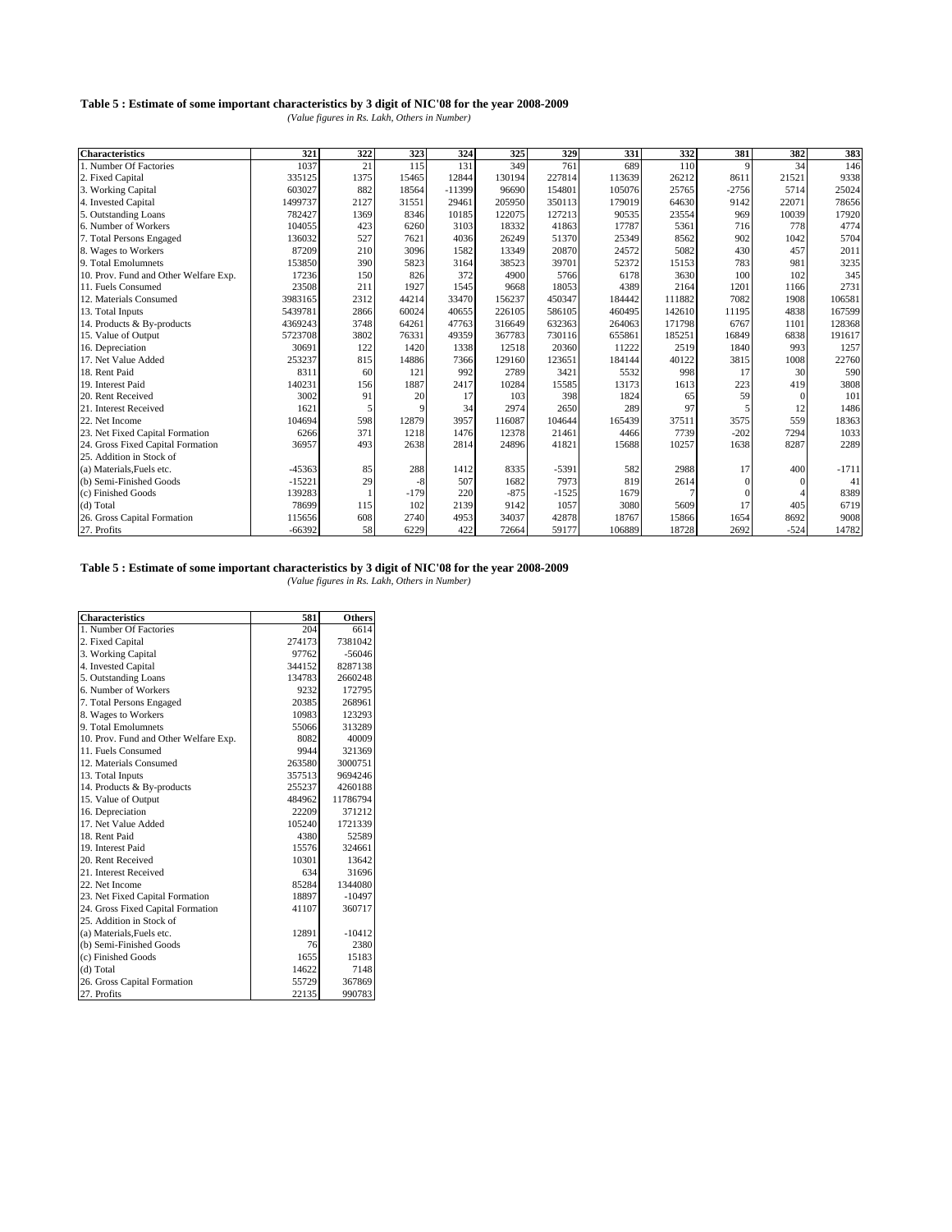**Table 5 : Estimate of some important characteristics by 3 digit of NIC'08 for the year 2008-2009**

*(Value figures in Rs. Lakh, Others in Number)*

| Characteristics | 321 | 322 | 323 | 324 | 325 | 329 | 331 | 332 | 381 | 382 | 383 |
|---|---|---|---|---|---|---|---|---|---|---|---|
| 1. Number Of Factories | 1037 | 21 | 115 | 131 | 349 | 761 | 689 | 110 | 9 | 34 | 146 |
| 2. Fixed Capital | 335125 | 1375 | 15465 | 12844 | 130194 | 227814 | 113639 | 26212 | 8611 | 21521 | 9338 |
| 3. Working Capital | 603027 | 882 | 18564 | -11399 | 96690 | 154801 | 105076 | 25765 | -2756 | 5714 | 25024 |
| 4. Invested Capital | 1499737 | 2127 | 31551 | 29461 | 205950 | 350113 | 179019 | 64630 | 9142 | 22071 | 78656 |
| 5. Outstanding Loans | 782427 | 1369 | 8346 | 10185 | 122075 | 127213 | 90535 | 23554 | 969 | 10039 | 17920 |
| 6. Number of Workers | 104055 | 423 | 6260 | 3103 | 18332 | 41863 | 17787 | 5361 | 716 | 778 | 4774 |
| 7. Total Persons Engaged | 136032 | 527 | 7621 | 4036 | 26249 | 51370 | 25349 | 8562 | 902 | 1042 | 5704 |
| 8. Wages to Workers | 87209 | 210 | 3096 | 1582 | 13349 | 20870 | 24572 | 5082 | 430 | 457 | 2011 |
| 9. Total Emolumnets | 153850 | 390 | 5823 | 3164 | 38523 | 39701 | 52372 | 15153 | 783 | 981 | 3235 |
| 10. Prov. Fund and Other Welfare Exp. | 17236 | 150 | 826 | 372 | 4900 | 5766 | 6178 | 3630 | 100 | 102 | 345 |
| 11. Fuels Consumed | 23508 | 211 | 1927 | 1545 | 9668 | 18053 | 4389 | 2164 | 1201 | 1166 | 2731 |
| 12. Materials Consumed | 3983165 | 2312 | 44214 | 33470 | 156237 | 450347 | 184442 | 111882 | 7082 | 1908 | 106581 |
| 13. Total Inputs | 5439781 | 2866 | 60024 | 40655 | 226105 | 586105 | 460495 | 142610 | 11195 | 4838 | 167599 |
| 14. Products & By-products | 4369243 | 3748 | 64261 | 47763 | 316649 | 632363 | 264063 | 171798 | 6767 | 1101 | 128368 |
| 15. Value of Output | 5723708 | 3802 | 76331 | 49359 | 367783 | 730116 | 655861 | 185251 | 16849 | 6838 | 191617 |
| 16. Depreciation | 30691 | 122 | 1420 | 1338 | 12518 | 20360 | 11222 | 2519 | 1840 | 993 | 1257 |
| 17. Net Value Added | 253237 | 815 | 14886 | 7366 | 129160 | 123651 | 184144 | 40122 | 3815 | 1008 | 22760 |
| 18. Rent Paid | 8311 | 60 | 121 | 992 | 2789 | 3421 | 5532 | 998 | 17 | 30 | 590 |
| 19. Interest Paid | 140231 | 156 | 1887 | 2417 | 10284 | 15585 | 13173 | 1613 | 223 | 419 | 3808 |
| 20. Rent Received | 3002 | 91 | 20 | 17 | 103 | 398 | 1824 | 65 | 59 | 0 | 101 |
| 21. Interest Received | 1621 | 5 | 9 | 34 | 2974 | 2650 | 289 | 97 | 5 | 12 | 1486 |
| 22. Net Income | 104694 | 598 | 12879 | 3957 | 116087 | 104644 | 165439 | 37511 | 3575 | 559 | 18363 |
| 23. Net Fixed Capital Formation | 6266 | 371 | 1218 | 1476 | 12378 | 21461 | 4466 | 7739 | -202 | 7294 | 1033 |
| 24. Gross Fixed Capital Formation | 36957 | 493 | 2638 | 2814 | 24896 | 41821 | 15688 | 10257 | 1638 | 8287 | 2289 |
| 25. Addition in Stock of | | | | | | | | | | | |
| (a) Materials,Fuels etc. | -45363 | 85 | 288 | 1412 | 8335 | -5391 | 582 | 2988 | 17 | 400 | -1711 |
| (b) Semi-Finished Goods | -15221 | 29 | -8 | 507 | 1682 | 7973 | 819 | 2614 | 0 | 0 | 41 |
| (c) Finished Goods | 139283 | 1 | -179 | 220 | -875 | -1525 | 1679 | 7 | 0 | 4 | 8389 |
| (d) Total | 78699 | 115 | 102 | 2139 | 9142 | 1057 | 3080 | 5609 | 17 | 405 | 6719 |
| 26. Gross Capital Formation | 115656 | 608 | 2740 | 4953 | 34037 | 42878 | 18767 | 15866 | 1654 | 8692 | 9008 |
| 27. Profits | -66392 | 58 | 6229 | 422 | 72664 | 59177 | 106889 | 18728 | 2692 | -524 | 14782 |

**Table 5 : Estimate of some important characteristics by 3 digit of NIC'08 for the year 2008-2009**

*(Value figures in Rs. Lakh, Others in Number)*

| Characteristics | 581 | Others |
|---|---|---|
| 1. Number Of Factories | 204 | 6614 |
| 2. Fixed Capital | 274173 | 7381042 |
| 3. Working Capital | 97762 | -56046 |
| 4. Invested Capital | 344152 | 8287138 |
| 5. Outstanding Loans | 134783 | 2660248 |
| 6. Number of Workers | 9232 | 172795 |
| 7. Total Persons Engaged | 20385 | 268961 |
| 8. Wages to Workers | 10983 | 123293 |
| 9. Total Emolumnets | 55066 | 313289 |
| 10. Prov. Fund and Other Welfare Exp. | 8082 | 40009 |
| 11. Fuels Consumed | 9944 | 321369 |
| 12. Materials Consumed | 263580 | 3000751 |
| 13. Total Inputs | 357513 | 9694246 |
| 14. Products & By-products | 255237 | 4260188 |
| 15. Value of Output | 484962 | 11786794 |
| 16. Depreciation | 22209 | 371212 |
| 17. Net Value Added | 105240 | 1721339 |
| 18. Rent Paid | 4380 | 52589 |
| 19. Interest Paid | 15576 | 324661 |
| 20. Rent Received | 10301 | 13642 |
| 21. Interest Received | 634 | 31696 |
| 22. Net Income | 85284 | 1344080 |
| 23. Net Fixed Capital Formation | 18897 | -10497 |
| 24. Gross Fixed Capital Formation | 41107 | 360717 |
| 25. Addition in Stock of | | |
| (a) Materials,Fuels etc. | 12891 | -10412 |
| (b) Semi-Finished Goods | 76 | 2380 |
| (c) Finished Goods | 1655 | 15183 |
| (d) Total | 14622 | 7148 |
| 26. Gross Capital Formation | 55729 | 367869 |
| 27. Profits | 22135 | 990783 |